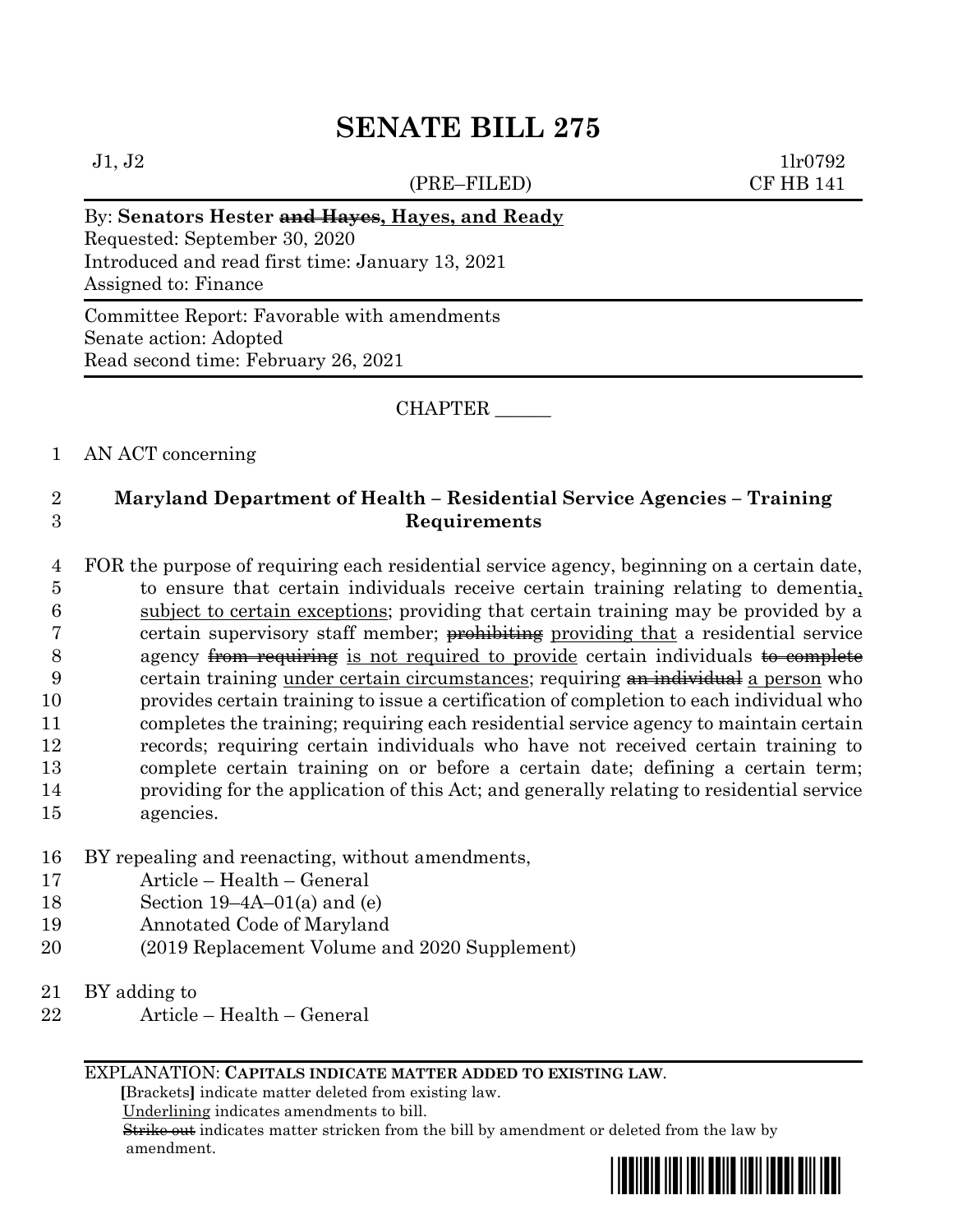# SENATE BILL 275

J1, J2 (PRE–FILED) 1lr0792
CF HB 141

By: **Senators Hester ~~and Hayes~~, Hayes, and Ready**
Requested: September 30, 2020
Introduced and read first time: January 13, 2021
Assigned to: Finance

Committee Report: Favorable with amendments
Senate action: Adopted
Read second time: February 26, 2021

CHAPTER ______

1 AN ACT concerning

2 **Maryland Department of Health – Residential Service Agencies – Training**
3 **Requirements**

4 FOR the purpose of requiring each residential service agency, beginning on a certain date,
5 to ensure that certain individuals receive certain training relating to dementia,
6 subject to certain exceptions; providing that certain training may be provided by a
7 certain supervisory staff member; ~~prohibiting~~ providing that a residential service
8 agency ~~from requiring~~ is not required to provide certain individuals ~~to complete~~
9 certain training under certain circumstances; requiring ~~an individual~~ a person who
10 provides certain training to issue a certification of completion to each individual who
11 completes the training; requiring each residential service agency to maintain certain
12 records; requiring certain individuals who have not received certain training to
13 complete certain training on or before a certain date; defining a certain term;
14 providing for the application of this Act; and generally relating to residential service
15 agencies.

16 BY repealing and reenacting, without amendments,
17 Article – Health – General
18 Section 19–4A–01(a) and (e)
19 Annotated Code of Maryland
20 (2019 Replacement Volume and 2020 Supplement)

21 BY adding to
22 Article – Health – General

EXPLANATION: **CAPITALS INDICATE MATTER ADDED TO EXISTING LAW**.
**[**Brackets**]** indicate matter deleted from existing law.
Underlining indicates amendments to bill.
~~Strike out~~ indicates matter stricken from the bill by amendment or deleted from the law by amendment.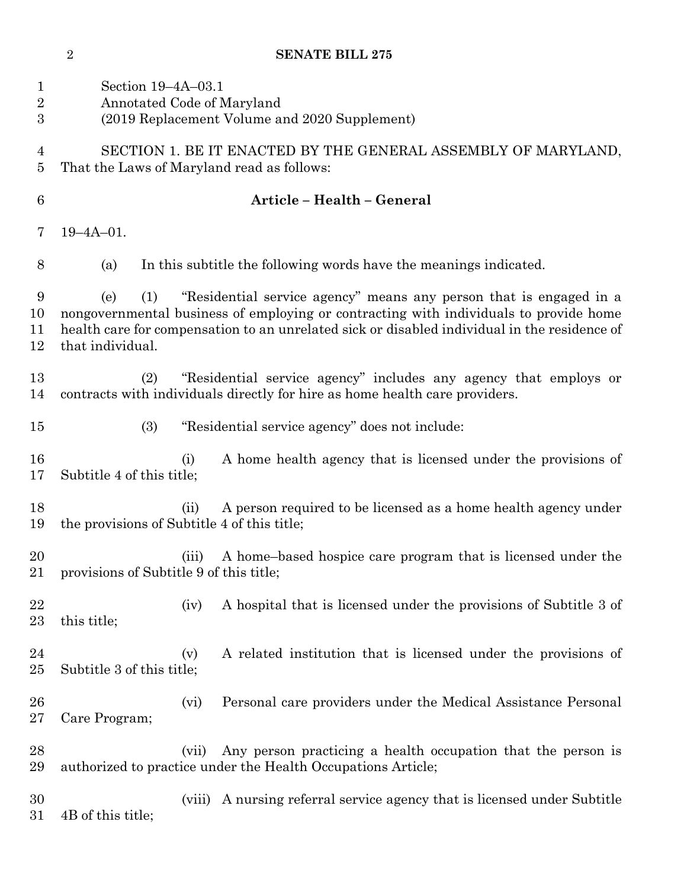Section 19–4A–03.1
Annotated Code of Maryland
(2019 Replacement Volume and 2020 Supplement)

SECTION 1. BE IT ENACTED BY THE GENERAL ASSEMBLY OF MARYLAND, That the Laws of Maryland read as follows:

## Article – Health – General

19–4A–01.

(a) In this subtitle the following words have the meanings indicated.

(e) (1) "Residential service agency" means any person that is engaged in a nongovernmental business of employing or contracting with individuals to provide home health care for compensation to an unrelated sick or disabled individual in the residence of that individual.

(2) "Residential service agency" includes any agency that employs or contracts with individuals directly for hire as home health care providers.

(3) "Residential service agency" does not include:

(i) A home health agency that is licensed under the provisions of Subtitle 4 of this title;

(ii) A person required to be licensed as a home health agency under the provisions of Subtitle 4 of this title;

(iii) A home–based hospice care program that is licensed under the provisions of Subtitle 9 of this title;

(iv) A hospital that is licensed under the provisions of Subtitle 3 of this title;

(v) A related institution that is licensed under the provisions of Subtitle 3 of this title;

(vi) Personal care providers under the Medical Assistance Personal Care Program;

(vii) Any person practicing a health occupation that the person is authorized to practice under the Health Occupations Article;

(viii) A nursing referral service agency that is licensed under Subtitle 4B of this title;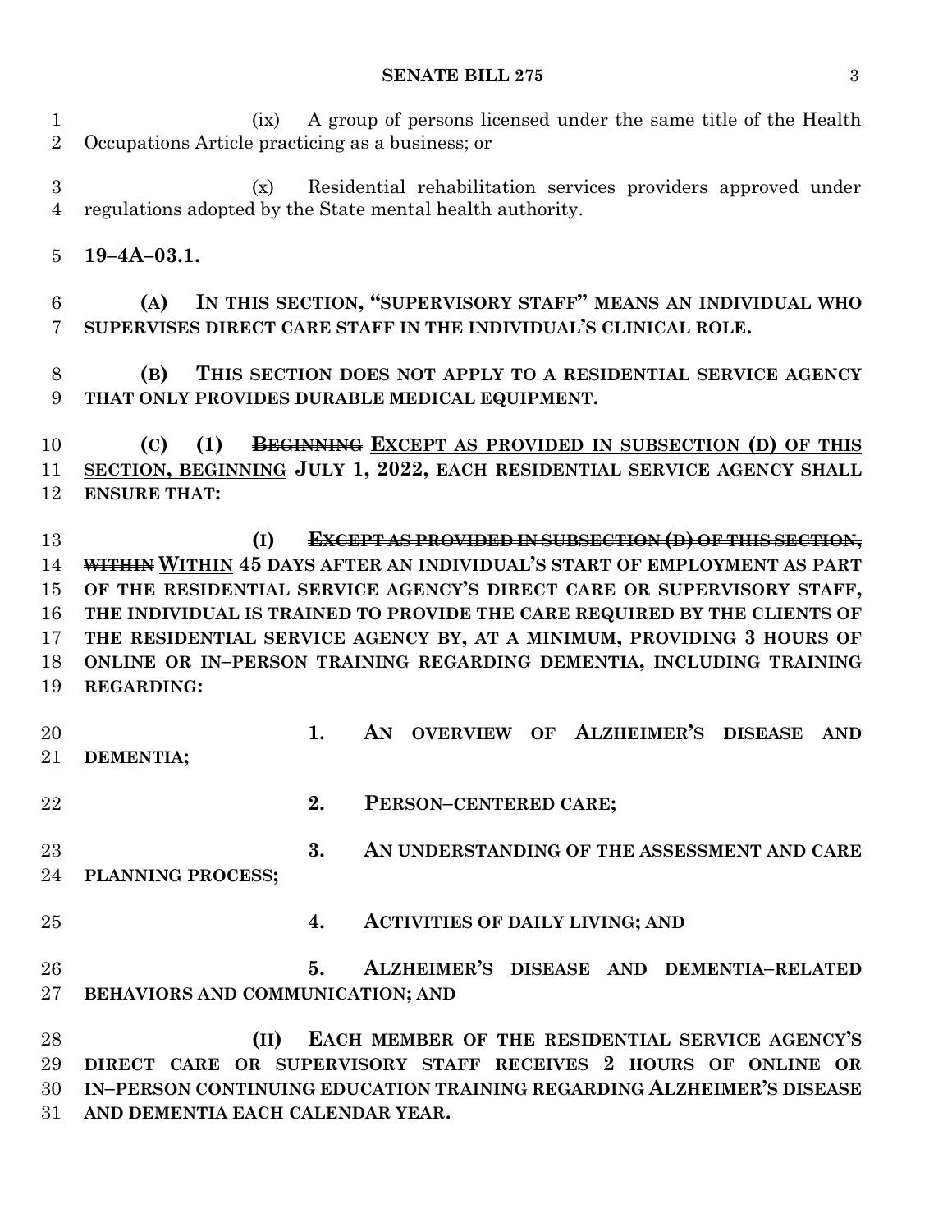(ix) A group of persons licensed under the same title of the Health Occupations Article practicing as a business; or

(x) Residential rehabilitation services providers approved under regulations adopted by the State mental health authority.

**19–4A–03.1.**

**(A) IN THIS SECTION, "SUPERVISORY STAFF" MEANS AN INDIVIDUAL WHO SUPERVISES DIRECT CARE STAFF IN THE INDIVIDUAL'S CLINICAL ROLE.**

**(B) THIS SECTION DOES NOT APPLY TO A RESIDENTIAL SERVICE AGENCY THAT ONLY PROVIDES DURABLE MEDICAL EQUIPMENT.**

**(C) (1) ~~BEGINNING~~ <u>EXCEPT AS PROVIDED IN SUBSECTION (D) OF THIS SECTION, BEGINNING</u> JULY 1, 2022, EACH RESIDENTIAL SERVICE AGENCY SHALL ENSURE THAT:**

**(I) ~~EXCEPT AS PROVIDED IN SUBSECTION (D) OF THIS SECTION, WITHIN~~ <u>WITHIN</u> 45 DAYS AFTER AN INDIVIDUAL'S START OF EMPLOYMENT AS PART OF THE RESIDENTIAL SERVICE AGENCY'S DIRECT CARE OR SUPERVISORY STAFF, THE INDIVIDUAL IS TRAINED TO PROVIDE THE CARE REQUIRED BY THE CLIENTS OF THE RESIDENTIAL SERVICE AGENCY BY, AT A MINIMUM, PROVIDING 3 HOURS OF ONLINE OR IN–PERSON TRAINING REGARDING DEMENTIA, INCLUDING TRAINING REGARDING:**

**1. AN OVERVIEW OF ALZHEIMER'S DISEASE AND DEMENTIA;**

**2. PERSON–CENTERED CARE;**

**3. AN UNDERSTANDING OF THE ASSESSMENT AND CARE PLANNING PROCESS;**

**4. ACTIVITIES OF DAILY LIVING; AND**

**5. ALZHEIMER'S DISEASE AND DEMENTIA–RELATED BEHAVIORS AND COMMUNICATION; AND**

**(II) EACH MEMBER OF THE RESIDENTIAL SERVICE AGENCY'S DIRECT CARE OR SUPERVISORY STAFF RECEIVES 2 HOURS OF ONLINE OR IN–PERSON CONTINUING EDUCATION TRAINING REGARDING ALZHEIMER'S DISEASE AND DEMENTIA EACH CALENDAR YEAR.**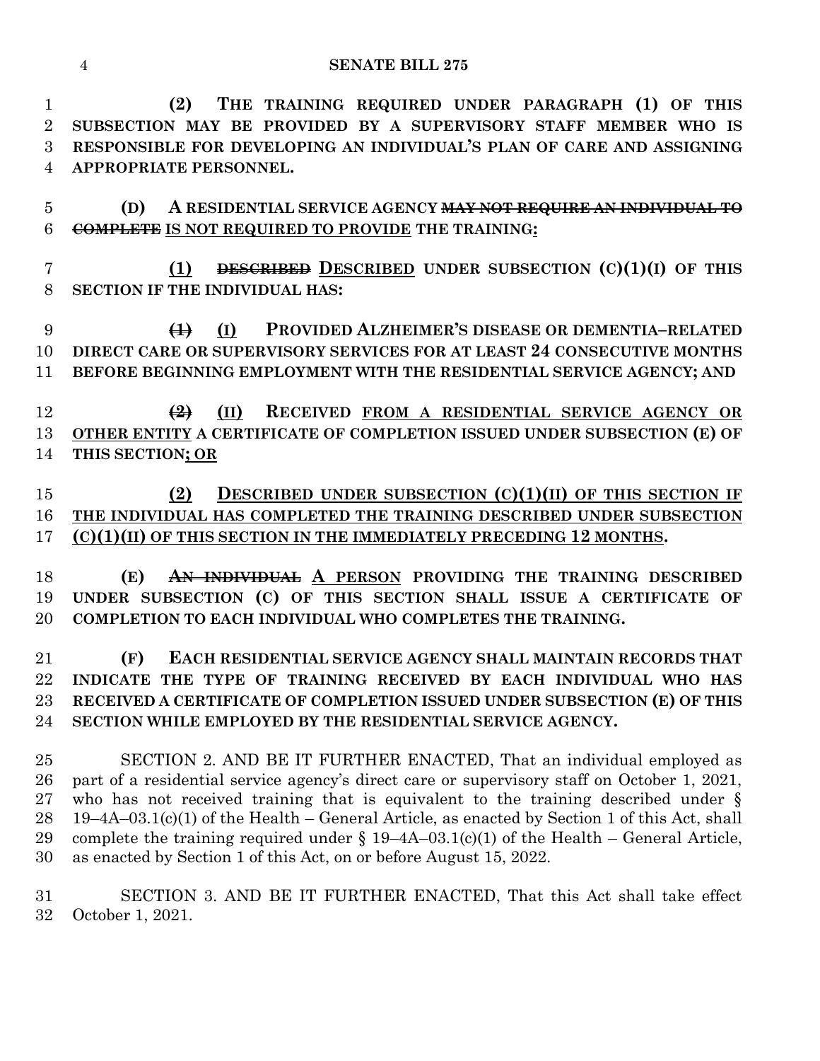**(2) THE TRAINING REQUIRED UNDER PARAGRAPH (1) OF THIS SUBSECTION MAY BE PROVIDED BY A SUPERVISORY STAFF MEMBER WHO IS RESPONSIBLE FOR DEVELOPING AN INDIVIDUAL'S PLAN OF CARE AND ASSIGNING APPROPRIATE PERSONNEL.**

**(D) A RESIDENTIAL SERVICE AGENCY ~~MAY NOT REQUIRE AN INDIVIDUAL TO COMPLETE~~ IS NOT REQUIRED TO PROVIDE THE TRAINING:**

**(1) ~~DESCRIBED~~ DESCRIBED UNDER SUBSECTION (C)(1)(I) OF THIS SECTION IF THE INDIVIDUAL HAS:**

**~~(1)~~ (I) PROVIDED ALZHEIMER'S DISEASE OR DEMENTIA–RELATED DIRECT CARE OR SUPERVISORY SERVICES FOR AT LEAST 24 CONSECUTIVE MONTHS BEFORE BEGINNING EMPLOYMENT WITH THE RESIDENTIAL SERVICE AGENCY; AND**

**~~(2)~~ (II) RECEIVED FROM A RESIDENTIAL SERVICE AGENCY OR OTHER ENTITY A CERTIFICATE OF COMPLETION ISSUED UNDER SUBSECTION (E) OF THIS SECTION; OR**

**(2) DESCRIBED UNDER SUBSECTION (C)(1)(II) OF THIS SECTION IF THE INDIVIDUAL HAS COMPLETED THE TRAINING DESCRIBED UNDER SUBSECTION (C)(1)(II) OF THIS SECTION IN THE IMMEDIATELY PRECEDING 12 MONTHS.**

**(E) ~~AN INDIVIDUAL~~ A PERSON PROVIDING THE TRAINING DESCRIBED UNDER SUBSECTION (C) OF THIS SECTION SHALL ISSUE A CERTIFICATE OF COMPLETION TO EACH INDIVIDUAL WHO COMPLETES THE TRAINING.**

**(F) EACH RESIDENTIAL SERVICE AGENCY SHALL MAINTAIN RECORDS THAT INDICATE THE TYPE OF TRAINING RECEIVED BY EACH INDIVIDUAL WHO HAS RECEIVED A CERTIFICATE OF COMPLETION ISSUED UNDER SUBSECTION (E) OF THIS SECTION WHILE EMPLOYED BY THE RESIDENTIAL SERVICE AGENCY.**

SECTION 2. AND BE IT FURTHER ENACTED, That an individual employed as part of a residential service agency's direct care or supervisory staff on October 1, 2021, who has not received training that is equivalent to the training described under § 19–4A–03.1(c)(1) of the Health – General Article, as enacted by Section 1 of this Act, shall complete the training required under § 19–4A–03.1(c)(1) of the Health – General Article, as enacted by Section 1 of this Act, on or before August 15, 2022.

SECTION 3. AND BE IT FURTHER ENACTED, That this Act shall take effect October 1, 2021.